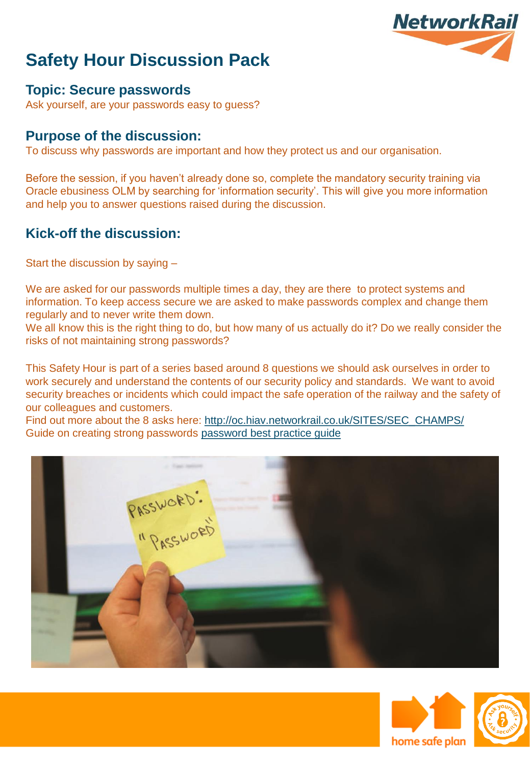# Safety Hour Discussion Pack

## Topic: Secure passwords

Ask yourself, are your passwords easy to guess?

## Purpose of the discussion:

To discuss why passwords are important and how they protect us and our organisation.

Before the session, if you haven't already done so, complete the mandatory security training via Oracle ebusiness OLM by searching for 'information security'. This will give you more information and help you to answer questions raised during the discussion.

## Kick-off the discussion:

Start the discussion by saying –

We are asked for our passwords multiple times a day, they are there to protect systems and information. To keep access secure we are asked to make passwords complex and change them regularly and to never write them down.
We all know this is the right thing to do, but how many of us actually do it? Do we really consider the risks of not maintaining strong passwords?

This Safety Hour is part of a series based around 8 questions we should ask ourselves in order to work securely and understand the contents of our security policy and standards. We want to avoid security breaches or incidents which could impact the safe operation of the railway and the safety of our colleagues and customers.
Find out more about the 8 asks here: http://oc.hiav.networkrail.co.uk/SITES/SEC_CHAMPS/
Guide on creating strong passwords password best practice guide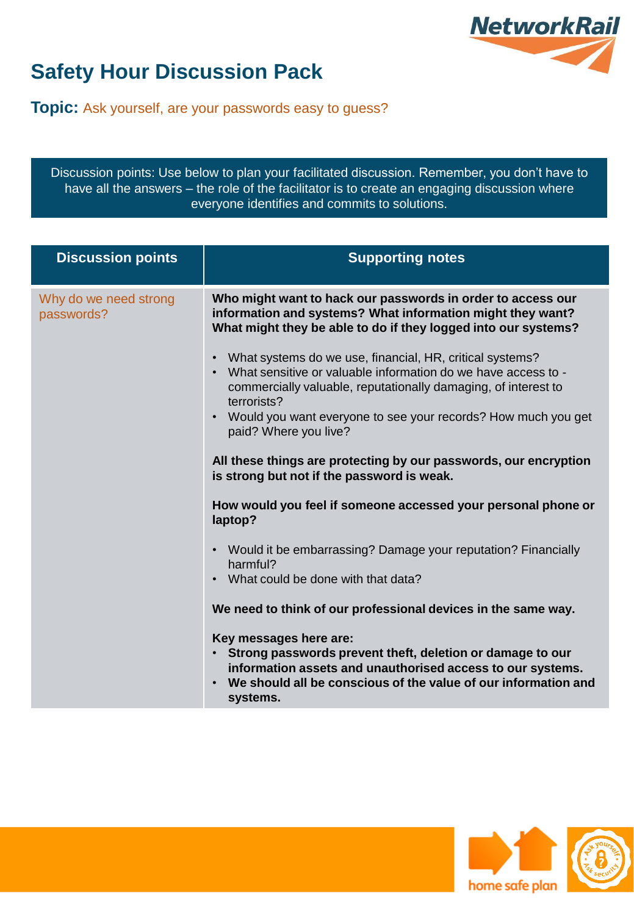# Safety Hour Discussion Pack

**Topic:** Ask yourself, are your passwords easy to guess?

Discussion points: Use below to plan your facilitated discussion. Remember, you don't have to have all the answers – the role of the facilitator is to create an engaging discussion where everyone identifies and commits to solutions.

| Discussion points | Supporting notes |
|---|---|
| Why do we need strong passwords? | **Who might want to hack our passwords in order to access our information and systems? What information might they want? What might they be able to do if they logged into our systems?**<br><br>• What systems do we use, financial, HR, critical systems?<br>• What sensitive or valuable information do we have access to - commercially valuable, reputationally damaging, of interest to terrorists?<br>• Would you want everyone to see your records? How much you get paid? Where you live?<br><br>**All these things are protecting by our passwords, our encryption is strong but not if the password is weak.**<br><br>**How would you feel if someone accessed your personal phone or laptop?**<br><br>• Would it be embarrassing? Damage your reputation? Financially harmful?<br>• What could be done with that data?<br><br>**We need to think of our professional devices in the same way.**<br><br>**Key messages here are:**<br>• **Strong passwords prevent theft, deletion or damage to our information assets and unauthorised access to our systems.**<br>• **We should all be conscious of the value of our information and systems.** |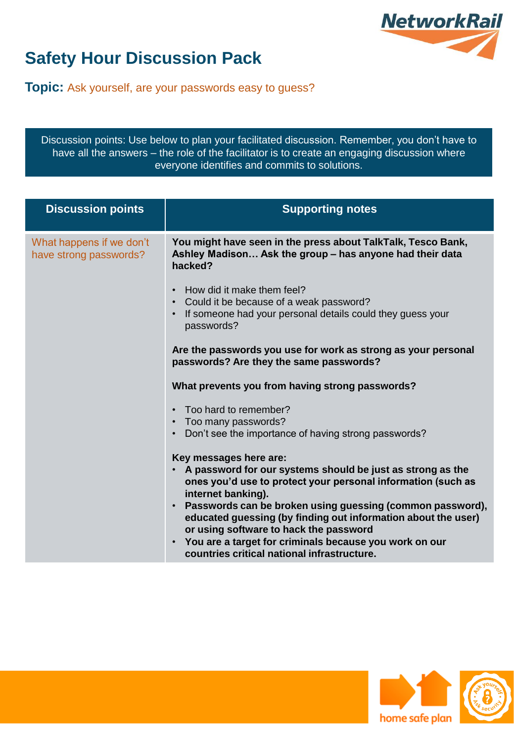# Safety Hour Discussion Pack

**Topic:** Ask yourself, are your passwords easy to guess?

Discussion points: Use below to plan your facilitated discussion. Remember, you don't have to have all the answers – the role of the facilitator is to create an engaging discussion where everyone identifies and commits to solutions.

| Discussion points | Supporting notes |
|---|---|
| What happens if we don't have strong passwords? | **You might have seen in the press about TalkTalk, Tesco Bank, Ashley Madison… Ask the group – has anyone had their data hacked?**<br><br>• How did it make them feel?<br>• Could it be because of a weak password?<br>• If someone had your personal details could they guess your passwords?<br><br>**Are the passwords you use for work as strong as your personal passwords? Are they the same passwords?**<br><br>**What prevents you from having strong passwords?**<br><br>• Too hard to remember?<br>• Too many passwords?<br>• Don't see the importance of having strong passwords?<br><br>**Key messages here are:**<br>• **A password for our systems should be just as strong as the ones you'd use to protect your personal information (such as internet banking).**<br>• **Passwords can be broken using guessing (common password), educated guessing (by finding out information about the user) or using software to hack the password**<br>• **You are a target for criminals because you work on our countries critical national infrastructure.** |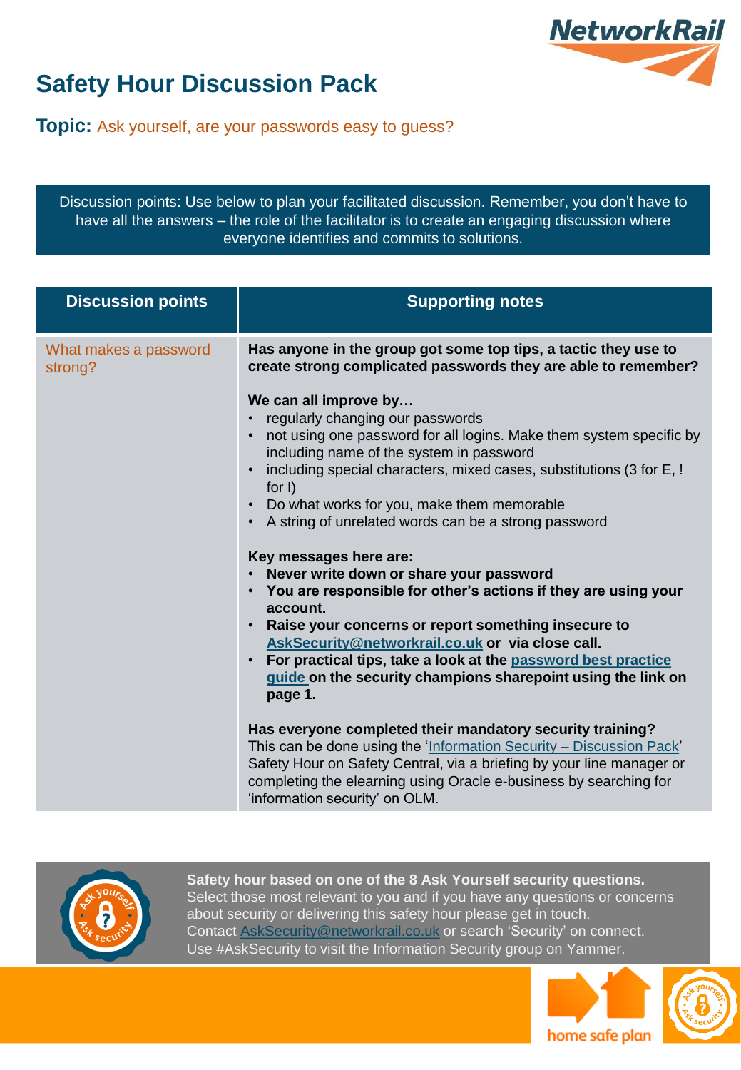# Safety Hour Discussion Pack

**Topic:** Ask yourself, are your passwords easy to guess?

Discussion points: Use below to plan your facilitated discussion. Remember, you don't have to have all the answers – the role of the facilitator is to create an engaging discussion where everyone identifies and commits to solutions.

| Discussion points | Supporting notes |
|---|---|
| What makes a password strong? | **Has anyone in the group got some top tips, a tactic they use to create strong complicated passwords they are able to remember?**<br><br>**We can all improve by…**<br>• regularly changing our passwords<br>• not using one password for all logins. Make them system specific by including name of the system in password<br>• including special characters, mixed cases, substitutions (3 for E, ! for I)<br>• Do what works for you, make them memorable<br>• A string of unrelated words can be a strong password<br><br>**Key messages here are:**<br>• **Never write down or share your password**<br>• **You are responsible for other's actions if they are using your account.**<br>• **Raise your concerns or report something insecure to AskSecurity@networkrail.co.uk or via close call.**<br>• **For practical tips, take a look at the password best practice guide on the security champions sharepoint using the link on page 1.**<br><br>**Has everyone completed their mandatory security training?**<br>This can be done using the 'Information Security – Discussion Pack' Safety Hour on Safety Central, via a briefing by your line manager or completing the elearning using Oracle e-business by searching for 'information security' on OLM. |

**Safety hour based on one of the 8 Ask Yourself security questions.**
Select those most relevant to you and if you have any questions or concerns about security or delivering this safety hour please get in touch.
Contact AskSecurity@networkrail.co.uk or search 'Security' on connect.
Use #AskSecurity to visit the Information Security group on Yammer.